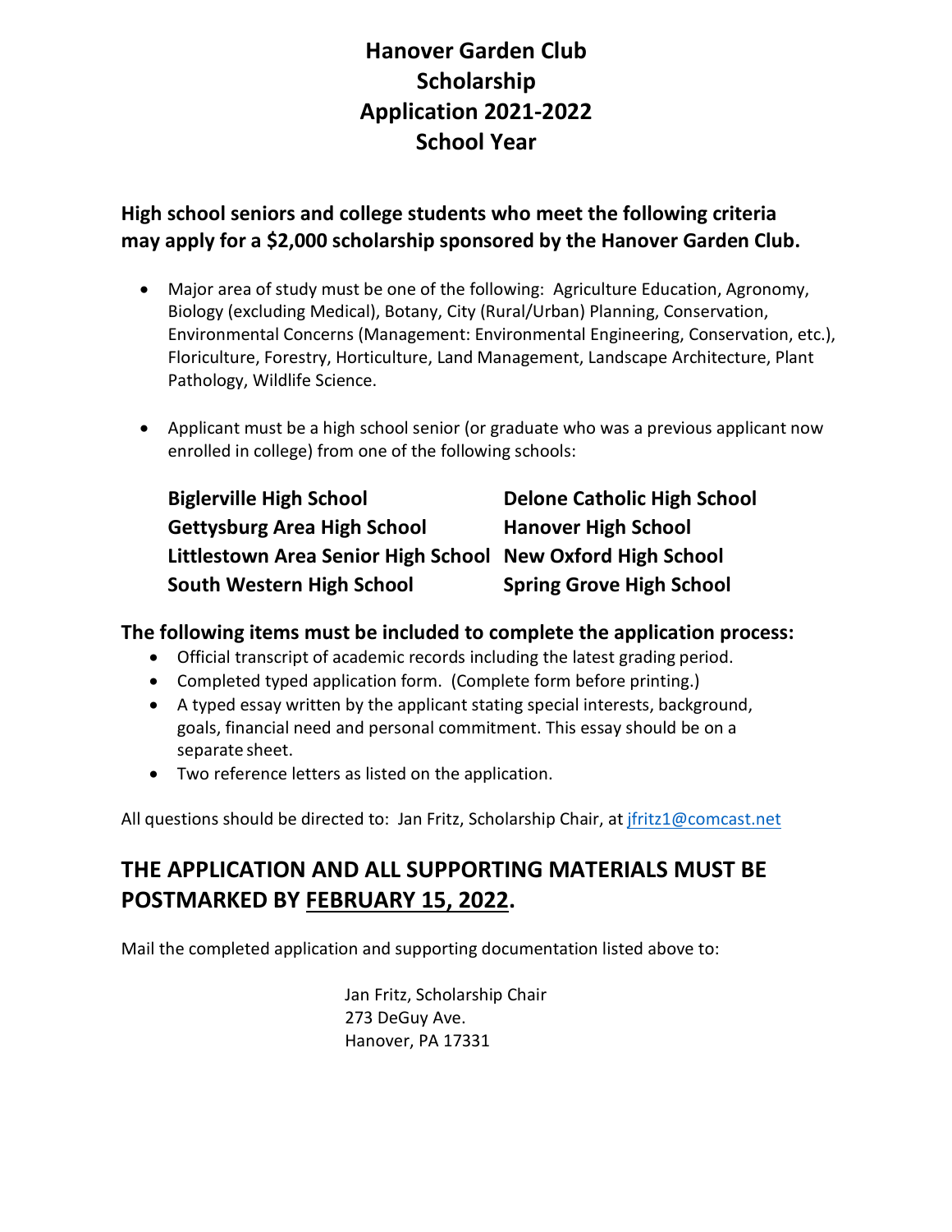# Hanover Garden Club Scholarship Application 2021-2022 School Year

**High school seniors and college students who meet the following criteria may apply for a $2,000 scholarship sponsored by the Hanover Garden Club.**

- Major area of study must be one of the following: Agriculture Education, Agronomy, Biology (excluding Medical), Botany, City (Rural/Urban) Planning, Conservation, Environmental Concerns (Management: Environmental Engineering, Conservation, etc.), Floriculture, Forestry, Horticulture, Land Management, Landscape Architecture, Plant Pathology, Wildlife Science.

- Applicant must be a high school senior (or graduate who was a previous applicant now enrolled in college) from one of the following schools:

  **Biglerville High School**
  **Delone Catholic High School**
  **Gettysburg Area High School**
  **Hanover High School**
  **Littlestown Area Senior High School**
  **New Oxford High School**
  **South Western High School**
  **Spring Grove High School**

**The following items must be included to complete the application process:**

- Official transcript of academic records including the latest grading period.
- Completed typed application form. (Complete form before printing.)
- A typed essay written by the applicant stating special interests, background, goals, financial need and personal commitment. This essay should be on a separate sheet.
- Two reference letters as listed on the application.

All questions should be directed to: Jan Fritz, Scholarship Chair, at jfritz1@comcast.net

## THE APPLICATION AND ALL SUPPORTING MATERIALS MUST BE POSTMARKED BY FEBRUARY 15, 2022.

Mail the completed application and supporting documentation listed above to:

Jan Fritz, Scholarship Chair
273 DeGuy Ave.
Hanover, PA 17331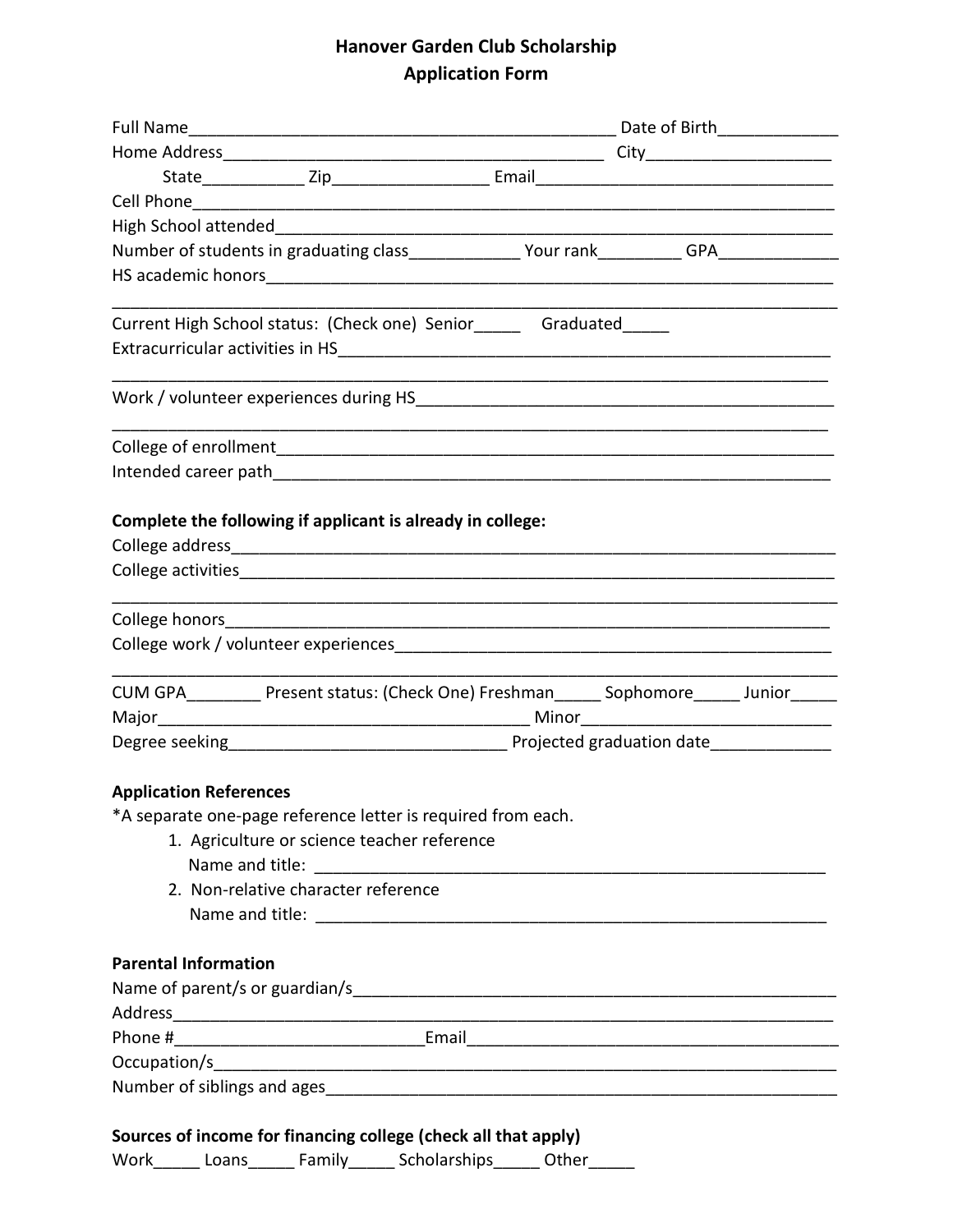# Hanover Garden Club Scholarship
## Application Form

Full Name_______________________________________________ Date of Birth____________

Home Address_______________________________________ City___________________

State__________ Zip________________ Email______________________________

Cell Phone___________________________________________________________________

High School attended__________________________________________________________

Number of students in graduating class___________ Your rank________ GPA____________

HS academic honors____________________________________________________________

_____________________________________________________________________________

Current High School status: (Check one) Senior_____ Graduated_____

Extracurricular activities in HS_________________________________________________

_____________________________________________________________________________

Work / volunteer experiences during HS__________________________________________

_____________________________________________________________________________

College of enrollment__________________________________________________________

Intended career path__________________________________________________________

**Complete the following if applicant is already in college:**

College address______________________________________________________________

College activities_____________________________________________________________

_____________________________________________________________________________

College honors_______________________________________________________________

College work / volunteer experiences____________________________________________

_____________________________________________________________________________

CUM GPA________ Present status: (Check One) Freshman_____ Sophomore_____ Junior_____

Major_________________________________________ Minor__________________________

Degree seeking____________________________ Projected graduation date____________

**Application References**

*A separate one-page reference letter is required from each.

1. Agriculture or science teacher reference
   Name and title: ________________________________________________________
2. Non-relative character reference
   Name and title: ________________________________________________________

**Parental Information**

Name of parent/s or guardian/s__________________________________________________

Address_____________________________________________________________________

Phone #___________________________Email_______________________________________

Occupation/s_________________________________________________________________

Number of siblings and ages____________________________________________________

**Sources of income for financing college (check all that apply)**

Work_____ Loans_____ Family_____ Scholarships_____ Other_____